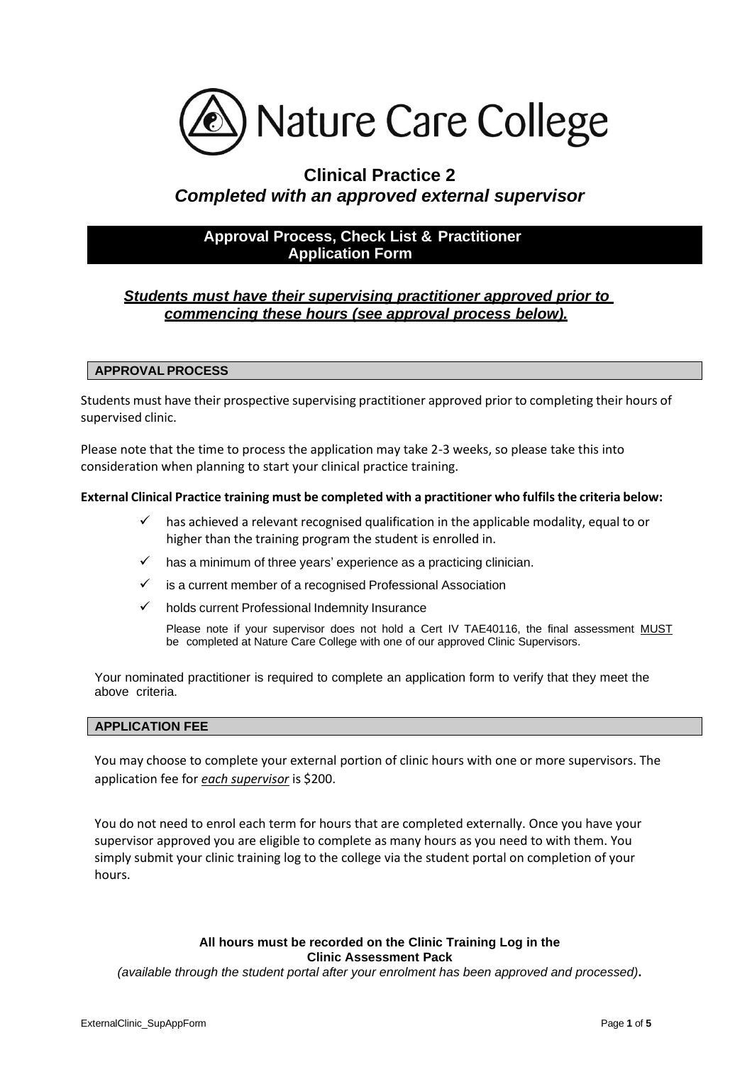# Nature Care College

## Clinical Practice 2
### *Completed with an approved external supervisor*

**Approval Process, Check List & Practitioner Application Form**

***Students must have their supervising practitioner approved prior to commencing these hours (see approval process below).***

### APPROVAL PROCESS

Students must have their prospective supervising practitioner approved prior to completing their hours of supervised clinic.

Please note that the time to process the application may take 2-3 weeks, so please take this into consideration when planning to start your clinical practice training.

**External Clinical Practice training must be completed with a practitioner who fulfils the criteria below:**

- ✓ has achieved a relevant recognised qualification in the applicable modality, equal to or higher than the training program the student is enrolled in.
- ✓ has a minimum of three years' experience as a practicing clinician.
- ✓ is a current member of a recognised Professional Association
- ✓ holds current Professional Indemnity Insurance

  Please note if your supervisor does not hold a Cert IV TAE40116, the final assessment MUST be completed at Nature Care College with one of our approved Clinic Supervisors.

Your nominated practitioner is required to complete an application form to verify that they meet the above criteria.

### APPLICATION FEE

You may choose to complete your external portion of clinic hours with one or more supervisors. The application fee for *each supervisor* is $200.

You do not need to enrol each term for hours that are completed externally. Once you have your supervisor approved you are eligible to complete as many hours as you need to with them. You simply submit your clinic training log to the college via the student portal on completion of your hours.

**All hours must be recorded on the Clinic Training Log in the Clinic Assessment Pack**

*(available through the student portal after your enrolment has been approved and processed)*.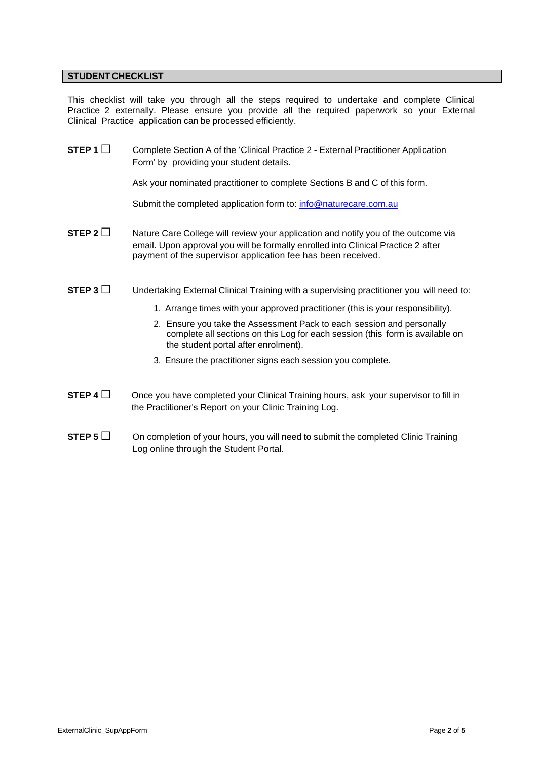## STUDENT CHECKLIST

This checklist will take you through all the steps required to undertake and complete Clinical Practice 2 externally. Please ensure you provide all the required paperwork so your External Clinical Practice application can be processed efficiently.

**STEP 1** ☐ Complete Section A of the 'Clinical Practice 2 - External Practitioner Application Form' by providing your student details.

Ask your nominated practitioner to complete Sections B and C of this form.

Submit the completed application form to: [info@naturecare.com.au](mailto:info@naturecare.com.au)

**STEP 2** ☐ Nature Care College will review your application and notify you of the outcome via email. Upon approval you will be formally enrolled into Clinical Practice 2 after payment of the supervisor application fee has been received.

**STEP 3** ☐ Undertaking External Clinical Training with a supervising practitioner you will need to:

1. Arrange times with your approved practitioner (this is your responsibility).
2. Ensure you take the Assessment Pack to each session and personally complete all sections on this Log for each session (this form is available on the student portal after enrolment).
3. Ensure the practitioner signs each session you complete.

**STEP 4** ☐ Once you have completed your Clinical Training hours, ask your supervisor to fill in the Practitioner's Report on your Clinic Training Log.

**STEP 5** ☐ On completion of your hours, you will need to submit the completed Clinic Training Log online through the Student Portal.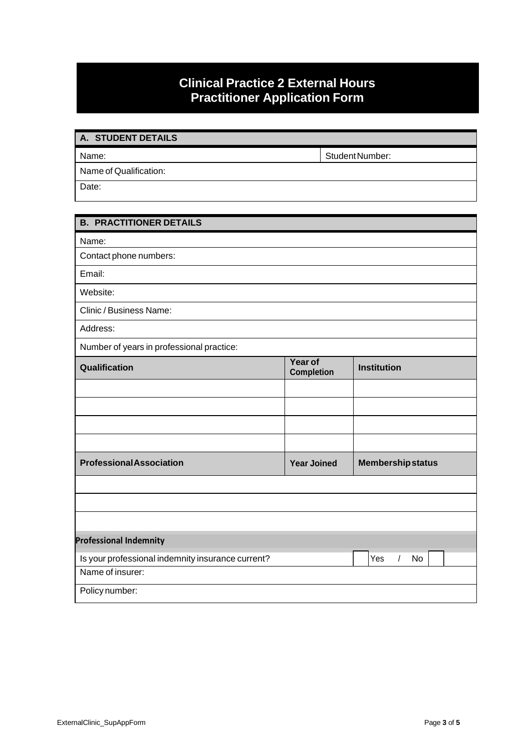# Clinical Practice 2 External Hours
# Practitioner Application Form

| A. STUDENT DETAILS | |
| --- | --- |
| Name: | Student Number: |
| Name of Qualification: | |
| Date: | |

| B. PRACTITIONER DETAILS |
| --- |
| Name: |
| Contact phone numbers: |
| Email: |
| Website: |
| Clinic / Business Name: |
| Address: |
| Number of years in professional practice: |

| Qualification | Year of Completion | Institution |
| --- | --- | --- |
| | | |
| | | |
| | | |
| | | |

| Professional Association | Year Joined | Membership status |
| --- | --- | --- |
| | | |
| | | |
| | | |

| Professional Indemnity | |
| --- | --- |
| Is your professional indemnity insurance current? | ☐ Yes / No ☐ |
| Name of insurer: | |
| Policy number: | |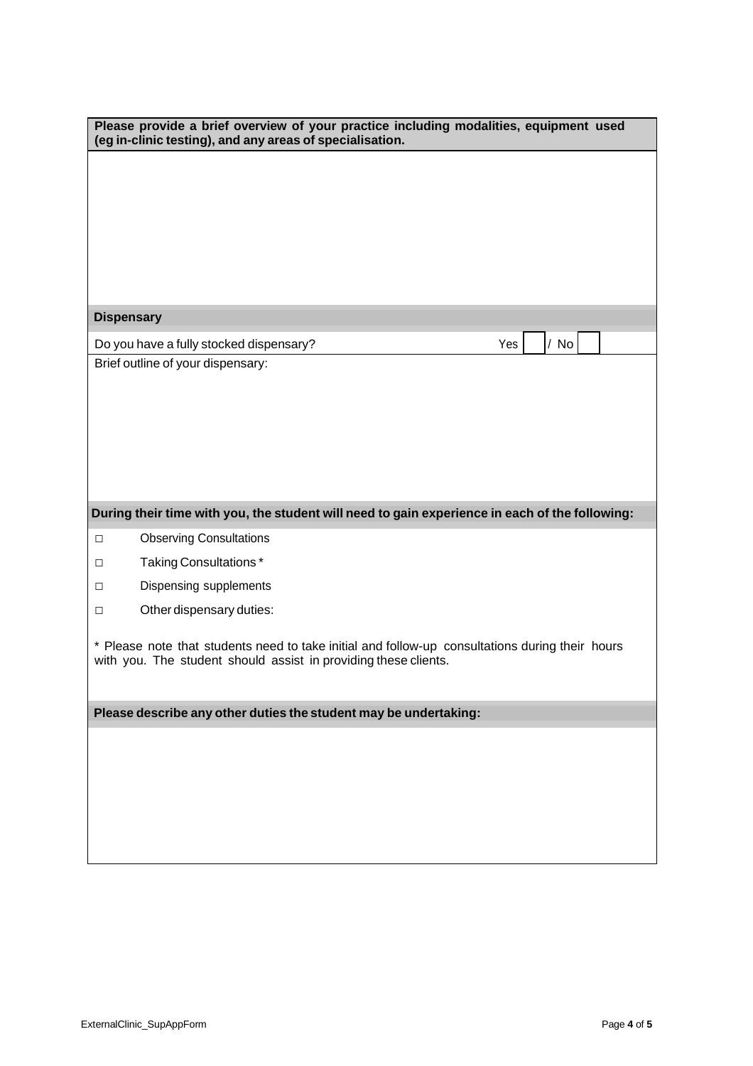**Please provide a brief overview of your practice including modalities, equipment used (eg in-clinic testing), and any areas of specialisation.**

**Dispensary**

Do you have a fully stocked dispensary? Yes ☐ / No ☐

Brief outline of your dispensary:

**During their time with you, the student will need to gain experience in each of the following:**

- ☐ Observing Consultations
- ☐ Taking Consultations *
- ☐ Dispensing supplements
- ☐ Other dispensary duties:

* Please note that students need to take initial and follow-up consultations during their hours with you. The student should assist in providing these clients.

**Please describe any other duties the student may be undertaking:**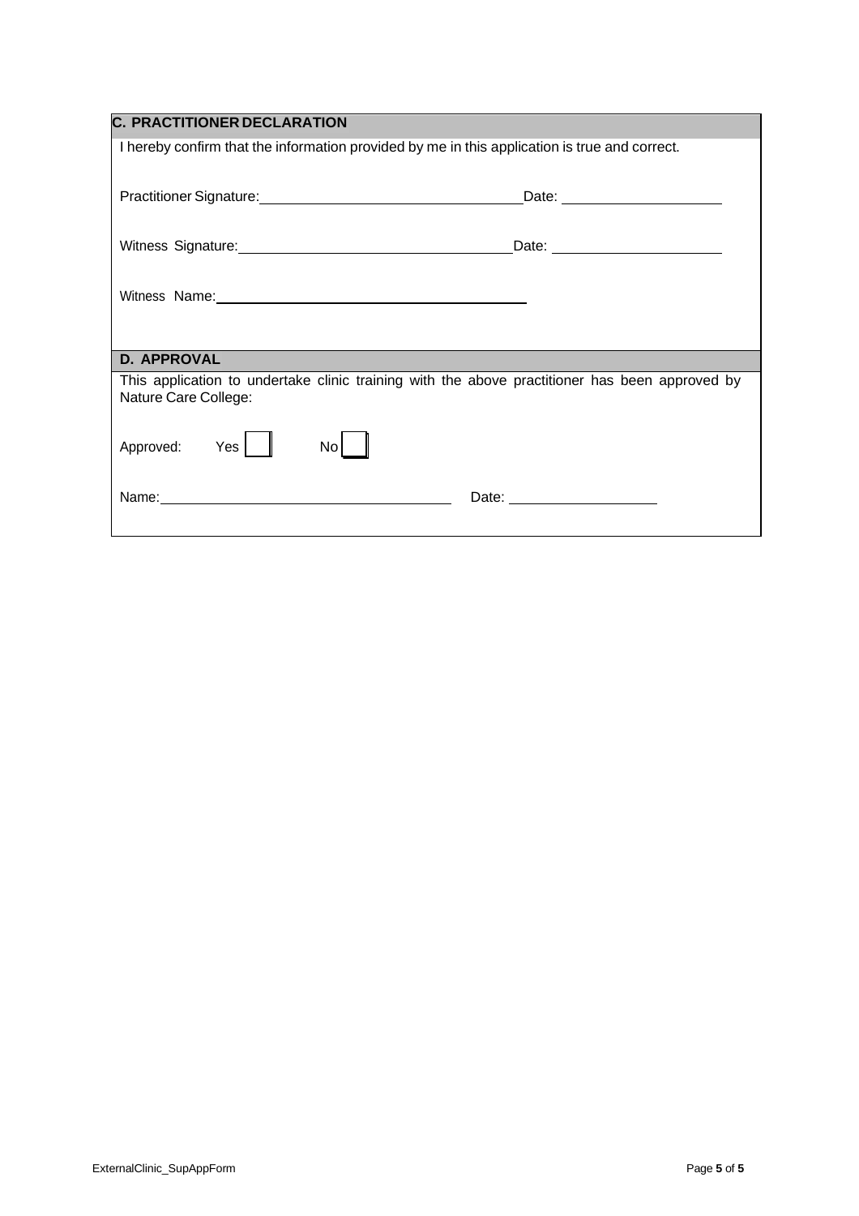## C. PRACTITIONER DECLARATION

I hereby confirm that the information provided by me in this application is true and correct.

Practitioner Signature: \_\_\_\_\_\_\_\_\_\_\_\_\_\_\_\_\_\_\_\_\_\_\_\_ Date: \_\_\_\_\_\_\_\_\_\_\_\_\_\_\_\_

Witness Signature: \_\_\_\_\_\_\_\_\_\_\_\_\_\_\_\_\_\_\_\_\_\_\_\_ Date: \_\_\_\_\_\_\_\_\_\_\_\_\_\_\_\_

Witness Name: \_\_\_\_\_\_\_\_\_\_\_\_\_\_\_\_\_\_\_\_\_\_\_\_\_\_\_\_\_\_

## D. APPROVAL

This application to undertake clinic training with the above practitioner has been approved by Nature Care College:

Approved: Yes ☐ No ☐

Name: \_\_\_\_\_\_\_\_\_\_\_\_\_\_\_\_\_\_\_\_\_\_\_\_\_\_\_\_ Date: \_\_\_\_\_\_\_\_\_\_\_\_\_\_\_\_